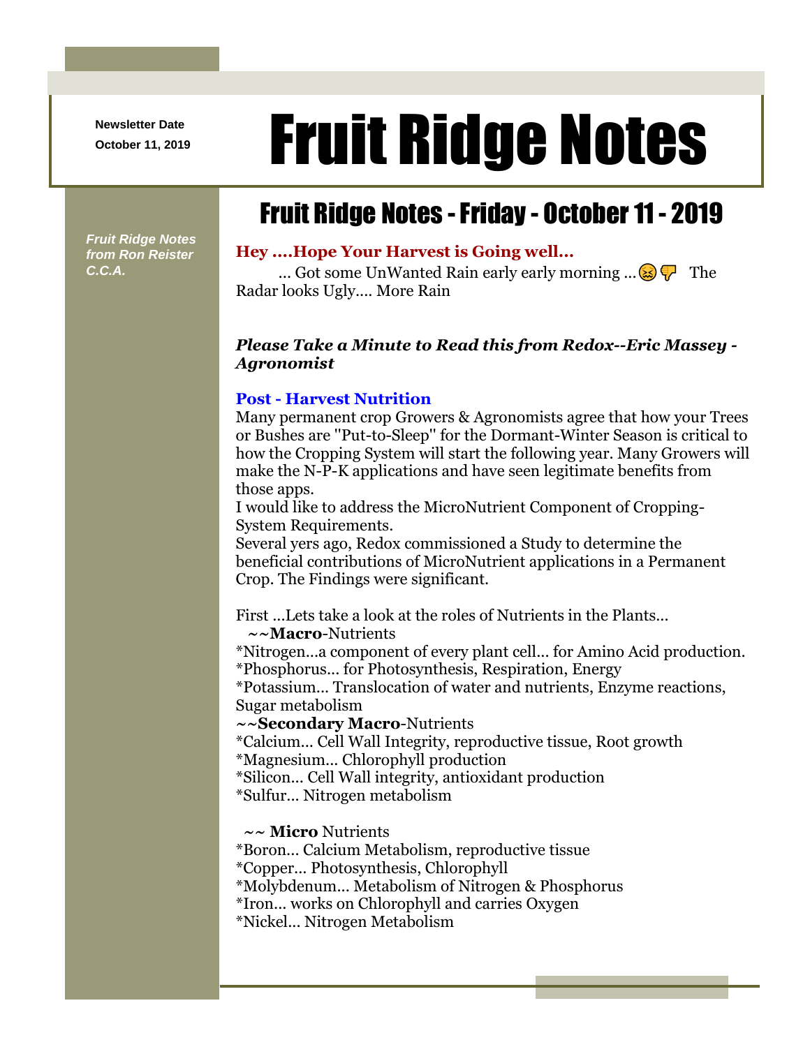Newsletter Date
October 11, 2019

# Fruit Ridge Notes

*Fruit Ridge Notes from Ron Reister C.C.A.*

## Fruit Ridge Notes - Friday - October 11 - 2019

### Hey ....Hope Your Harvest is Going well...

... Got some UnWanted Rain early early morning ... 😖 👎 The Radar looks Ugly.... More Rain

***Please Take a Minute to Read this from Redox--Eric Massey - Agronomist***

### Post - Harvest Nutrition

Many permanent crop Growers & Agronomists agree that how your Trees or Bushes are "Put-to-Sleep" for the Dormant-Winter Season is critical to how the Cropping System will start the following year. Many Growers will make the N-P-K applications and have seen legitimate benefits from those apps.

I would like to address the MicroNutrient Component of Cropping-System Requirements.

Several yers ago, Redox commissioned a Study to determine the beneficial contributions of MicroNutrient applications in a Permanent Crop. The Findings were significant.

First ...Lets take a look at the roles of Nutrients in the Plants...

~~**Macro**-Nutrients

*Nitrogen...a component of every plant cell... for Amino Acid production.
*Phosphorus... for Photosynthesis, Respiration, Energy
*Potassium... Translocation of water and nutrients, Enzyme reactions, Sugar metabolism

**~~Secondary Macro**-Nutrients

*Calcium... Cell Wall Integrity, reproductive tissue, Root growth
*Magnesium... Chlorophyll production
*Silicon... Cell Wall integrity, antioxidant production
*Sulfur... Nitrogen metabolism

**~~ Micro** Nutrients

*Boron... Calcium Metabolism, reproductive tissue
*Copper... Photosynthesis, Chlorophyll
*Molybdenum... Metabolism of Nitrogen & Phosphorus
*Iron... works on Chlorophyll and carries Oxygen
*Nickel... Nitrogen Metabolism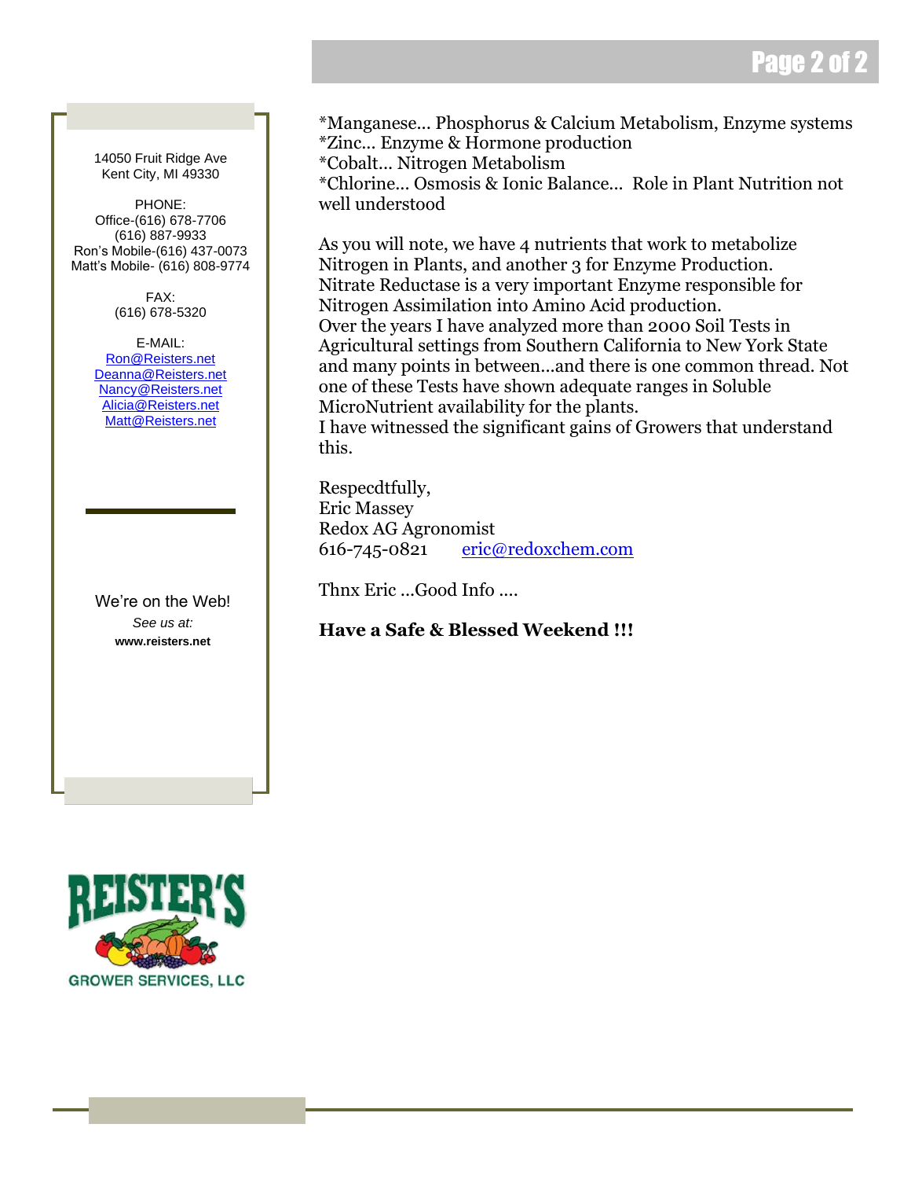14050 Fruit Ridge Ave
Kent City, MI 49330

PHONE:
Office-(616) 678-7706
(616) 887-9933
Ron's Mobile-(616) 437-0073
Matt's Mobile- (616) 808-9774

FAX:
(616) 678-5320

E-MAIL:
Ron@Reisters.net
Deanna@Reisters.net
Nancy@Reisters.net
Alicia@Reisters.net
Matt@Reisters.net

We're on the Web!

*See us at:*

**www.reisters.net**

*Manganese... Phosphorus & Calcium Metabolism, Enzyme systems
*Zinc... Enzyme & Hormone production
*Cobalt... Nitrogen Metabolism
*Chlorine... Osmosis & Ionic Balance... Role in Plant Nutrition not well understood

As you will note, we have 4 nutrients that work to metabolize Nitrogen in Plants, and another 3 for Enzyme Production.
Nitrate Reductase is a very important Enzyme responsible for Nitrogen Assimilation into Amino Acid production.
Over the years I have analyzed more than 2000 Soil Tests in Agricultural settings from Southern California to New York State and many points in between...and there is one common thread. Not one of these Tests have shown adequate ranges in Soluble MicroNutrient availability for the plants.
I have witnessed the significant gains of Growers that understand this.

Respecdtfully,
Eric Massey
Redox AG Agronomist
616-745-0821 eric@redoxchem.com

Thnx Eric ...Good Info ....

**Have a Safe & Blessed Weekend !!!**

REISTER'S
GROWER SERVICES, LLC